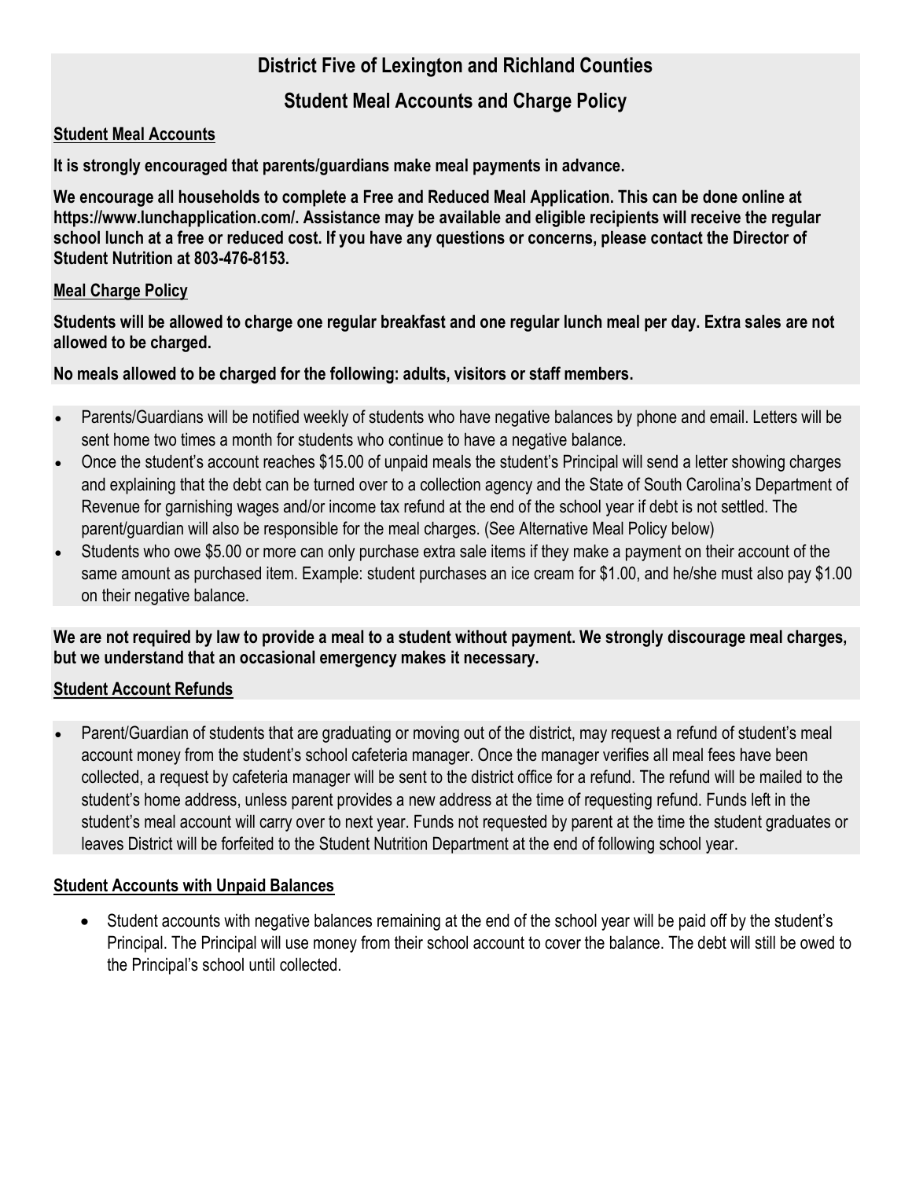# District Five of Lexington and Richland Counties

# Student Meal Accounts and Charge Policy

## Student Meal Accounts

**It is strongly encouraged that parents/guardians make meal payments in advance.**

**We encourage all households to complete a Free and Reduced Meal Application. This can be done online at https://www.lunchapplication.com/. Assistance may be available and eligible recipients will receive the regular school lunch at a free or reduced cost. If you have any questions or concerns, please contact the Director of Student Nutrition at 803-476-8153.**

## Meal Charge Policy

**Students will be allowed to charge one regular breakfast and one regular lunch meal per day. Extra sales are not allowed to be charged.**

**No meals allowed to be charged for the following: adults, visitors or staff members.**

- Parents/Guardians will be notified weekly of students who have negative balances by phone and email. Letters will be sent home two times a month for students who continue to have a negative balance.
- Once the student's account reaches $15.00 of unpaid meals the student's Principal will send a letter showing charges and explaining that the debt can be turned over to a collection agency and the State of South Carolina's Department of Revenue for garnishing wages and/or income tax refund at the end of the school year if debt is not settled. The parent/guardian will also be responsible for the meal charges. (See Alternative Meal Policy below)
- Students who owe $5.00 or more can only purchase extra sale items if they make a payment on their account of the same amount as purchased item. Example: student purchases an ice cream for $1.00, and he/she must also pay $1.00 on their negative balance.

**We are not required by law to provide a meal to a student without payment. We strongly discourage meal charges, but we understand that an occasional emergency makes it necessary.**

## Student Account Refunds

- Parent/Guardian of students that are graduating or moving out of the district, may request a refund of student's meal account money from the student's school cafeteria manager. Once the manager verifies all meal fees have been collected, a request by cafeteria manager will be sent to the district office for a refund. The refund will be mailed to the student's home address, unless parent provides a new address at the time of requesting refund. Funds left in the student's meal account will carry over to next year. Funds not requested by parent at the time the student graduates or leaves District will be forfeited to the Student Nutrition Department at the end of following school year.

## Student Accounts with Unpaid Balances

- Student accounts with negative balances remaining at the end of the school year will be paid off by the student's Principal. The Principal will use money from their school account to cover the balance. The debt will still be owed to the Principal's school until collected.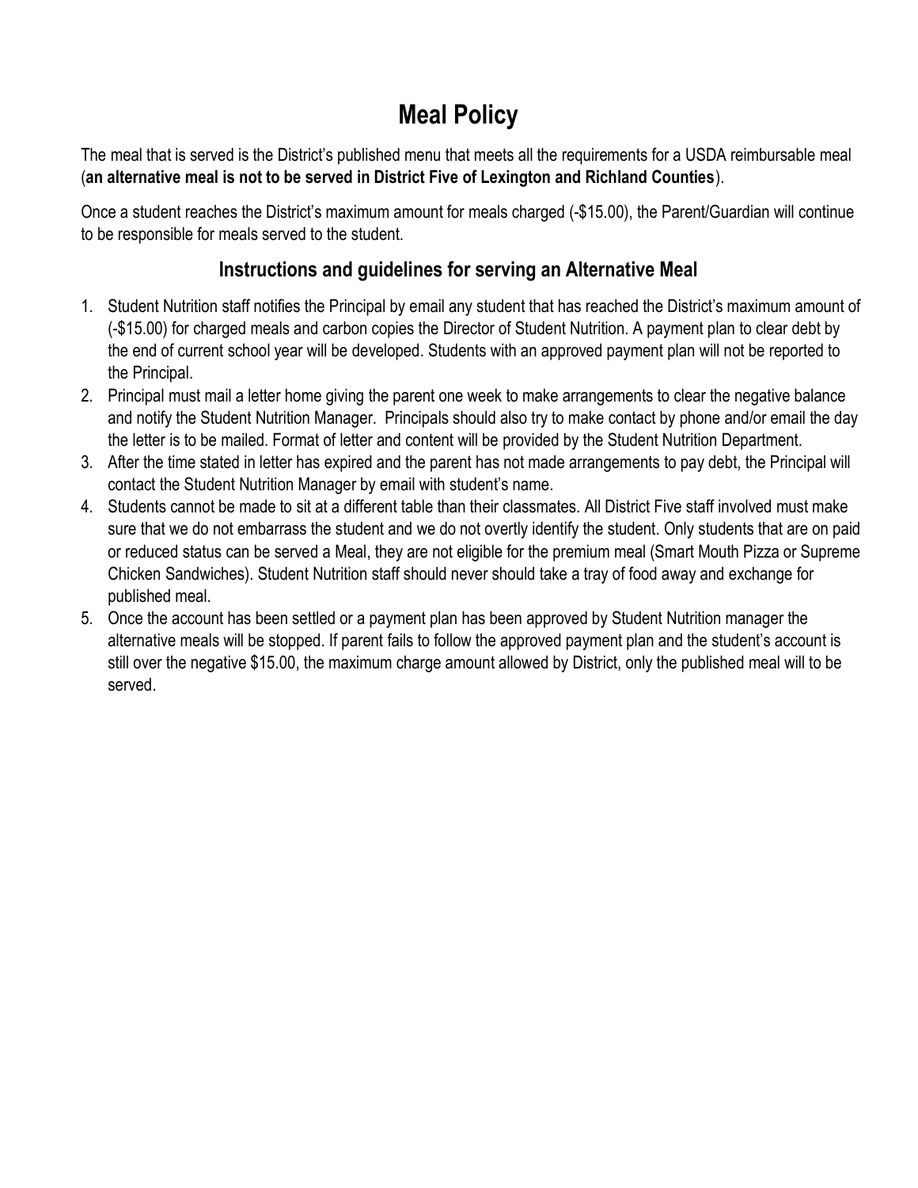# Meal Policy

The meal that is served is the District's published menu that meets all the requirements for a USDA reimbursable meal (**an alternative meal is not to be served in District Five of Lexington and Richland Counties**).

Once a student reaches the District's maximum amount for meals charged (-$15.00), the Parent/Guardian will continue to be responsible for meals served to the student.

## Instructions and guidelines for serving an Alternative Meal

1. Student Nutrition staff notifies the Principal by email any student that has reached the District's maximum amount of (-$15.00) for charged meals and carbon copies the Director of Student Nutrition. A payment plan to clear debt by the end of current school year will be developed. Students with an approved payment plan will not be reported to the Principal.
2. Principal must mail a letter home giving the parent one week to make arrangements to clear the negative balance and notify the Student Nutrition Manager. Principals should also try to make contact by phone and/or email the day the letter is to be mailed. Format of letter and content will be provided by the Student Nutrition Department.
3. After the time stated in letter has expired and the parent has not made arrangements to pay debt, the Principal will contact the Student Nutrition Manager by email with student's name.
4. Students cannot be made to sit at a different table than their classmates. All District Five staff involved must make sure that we do not embarrass the student and we do not overtly identify the student. Only students that are on paid or reduced status can be served a Meal, they are not eligible for the premium meal (Smart Mouth Pizza or Supreme Chicken Sandwiches). Student Nutrition staff should never should take a tray of food away and exchange for published meal.
5. Once the account has been settled or a payment plan has been approved by Student Nutrition manager the alternative meals will be stopped. If parent fails to follow the approved payment plan and the student's account is still over the negative $15.00, the maximum charge amount allowed by District, only the published meal will to be served.